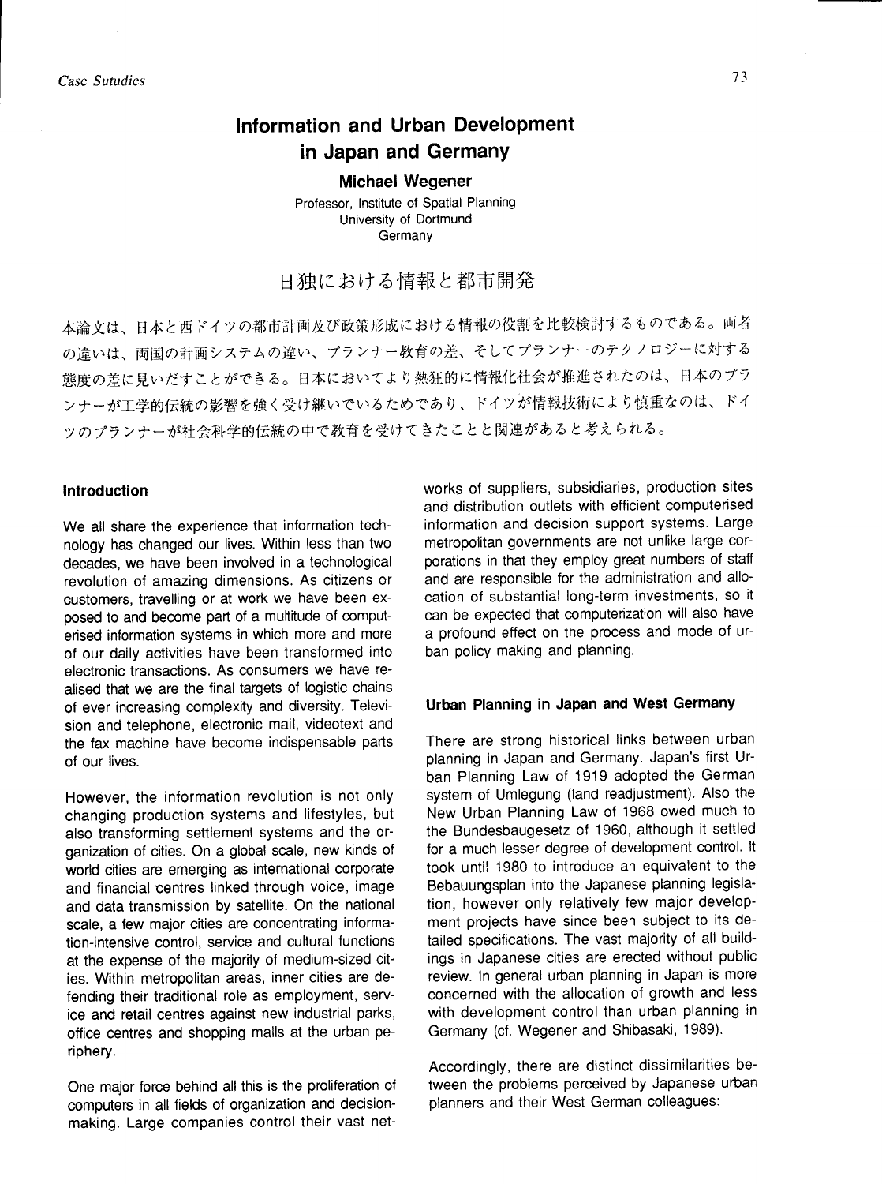# Information and Urban Development in Japan and Germany

**Michael Wegener**

Professor, Institute of Spatial Planning
University of Dortmund
Germany

## 日独における情報と都市開発

本論文は、日本と西ドイツの都市計画及び政策形成における情報の役割を比較検討するものである。両者の違いは、両国の計画システムの違い、プランナー教育の差、そしてプランナーのテクノロジーに対する態度の差に見いだすことができる。日本においてより熱狂的に情報化社会が推進されたのは、日本のプランナーが工学的伝統の影響を強く受け継いでいるためであり、ドイツが情報技術により慎重なのは、ドイツのプランナーが社会科学的伝統の中で教育を受けてきたことと関連があると考えられる。

### Introduction

We all share the experience that information technology has changed our lives. Within less than two decades, we have been involved in a technological revolution of amazing dimensions. As citizens or customers, travelling or at work we have been exposed to and become part of a multitude of computerised information systems in which more and more of our daily activities have been transformed into electronic transactions. As consumers we have realised that we are the final targets of logistic chains of ever increasing complexity and diversity. Television and telephone, electronic mail, videotext and the fax machine have become indispensable parts of our lives.

However, the information revolution is not only changing production systems and lifestyles, but also transforming settlement systems and the organization of cities. On a global scale, new kinds of world cities are emerging as international corporate and financial centres linked through voice, image and data transmission by satellite. On the national scale, a few major cities are concentrating information-intensive control, service and cultural functions at the expense of the majority of medium-sized cities. Within metropolitan areas, inner cities are defending their traditional role as employment, service and retail centres against new industrial parks, office centres and shopping malls at the urban periphery.

One major force behind all this is the proliferation of computers in all fields of organization and decision-making. Large companies control their vast networks of suppliers, subsidiaries, production sites and distribution outlets with efficient computerised information and decision support systems. Large metropolitan governments are not unlike large corporations in that they employ great numbers of staff and are responsible for the administration and allocation of substantial long-term investments, so it can be expected that computerization will also have a profound effect on the process and mode of urban policy making and planning.

### Urban Planning in Japan and West Germany

There are strong historical links between urban planning in Japan and Germany. Japan's first Urban Planning Law of 1919 adopted the German system of Umlegung (land readjustment). Also the New Urban Planning Law of 1968 owed much to the Bundesbaugesetz of 1960, although it settled for a much lesser degree of development control. It took until 1980 to introduce an equivalent to the Bebauungsplan into the Japanese planning legislation, however only relatively few major development projects have since been subject to its detailed specifications. The vast majority of all buildings in Japanese cities are erected without public review. In general urban planning in Japan is more concerned with the allocation of growth and less with development control than urban planning in Germany (cf. Wegener and Shibasaki, 1989).

Accordingly, there are distinct dissimilarities between the problems perceived by Japanese urban planners and their West German colleagues: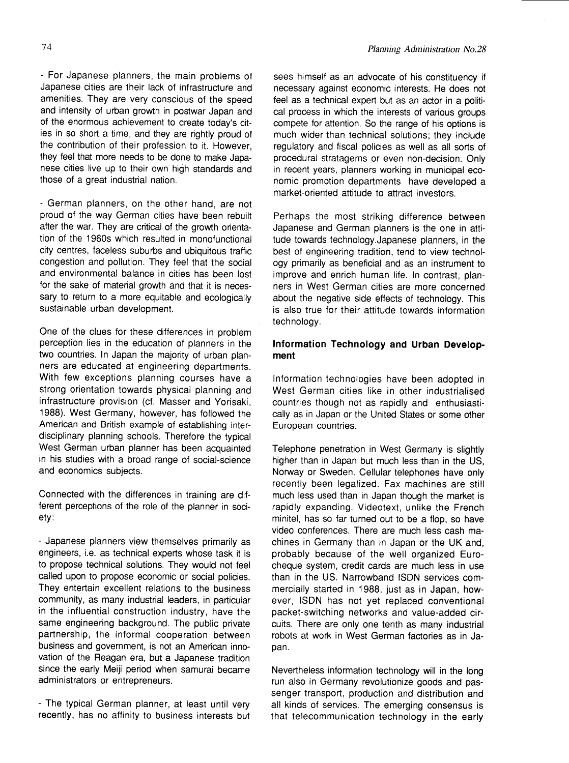- For Japanese planners, the main problems of Japanese cities are their lack of infrastructure and amenities. They are very conscious of the speed and intensity of urban growth in postwar Japan and of the enormous achievement to create today's cities in so short a time, and they are rightly proud of the contribution of their profession to it. However, they feel that more needs to be done to make Japanese cities live up to their own high standards and those of a great industrial nation.

- German planners, on the other hand, are not proud of the way German cities have been rebuilt after the war. They are critical of the growth orientation of the 1960s which resulted in monofunctional city centres, faceless suburbs and ubiquitous traffic congestion and pollution. They feel that the social and environmental balance in cities has been lost for the sake of material growth and that it is necessary to return to a more equitable and ecologically sustainable urban development.

One of the clues for these differences in problem perception lies in the education of planners in the two countries. In Japan the majority of urban planners are educated at engineering departments. With few exceptions planning courses have a strong orientation towards physical planning and infrastructure provision (cf. Masser and Yorisaki, 1988). West Germany, however, has followed the American and British example of establishing interdisciplinary planning schools. Therefore the typical West German urban planner has been acquainted in his studies with a broad range of social-science and economics subjects.

Connected with the differences in training are different perceptions of the role of the planner in society:

- Japanese planners view themselves primarily as engineers, i.e. as technical experts whose task it is to propose technical solutions. They would not feel called upon to propose economic or social policies. They entertain excellent relations to the business community, as many industrial leaders, in particular in the influential construction industry, have the same engineering background. The public private partnership, the informal cooperation between business and government, is not an American innovation of the Reagan era, but a Japanese tradition since the early Meiji period when samurai became administrators or entrepreneurs.

- The typical German planner, at least until very recently, has no affinity to business interests but sees himself as an advocate of his constituency if necessary against economic interests. He does not feel as a technical expert but as an actor in a political process in which the interests of various groups compete for attention. So the range of his options is much wider than technical solutions; they include regulatory and fiscal policies as well as all sorts of procedural stratagems or even non-decision. Only in recent years, planners working in municipal economic promotion departments have developed a market-oriented attitude to attract investors.

Perhaps the most striking difference between Japanese and German planners is the one in attitude towards technology.Japanese planners, in the best of engineering tradition, tend to view technology primarily as beneficial and as an instrument to improve and enrich human life. In contrast, planners in West German cities are more concerned about the negative side effects of technology. This is also true for their attitude towards information technology.

## Information Technology and Urban Development

Information technologies have been adopted in West German cities like in other industrialised countries though not as rapidly and enthusiastically as in Japan or the United States or some other European countries.

Telephone penetration in West Germany is slightly higher than in Japan but much less than in the US, Norway or Sweden. Cellular telephones have only recently been legalized. Fax machines are still much less used than in Japan though the market is rapidly expanding. Videotext, unlike the French minitel, has so far turned out to be a flop, so have video conferences. There are much less cash machines in Germany than in Japan or the UK and, probably because of the well organized Eurocheque system, credit cards are much less in use than in the US. Narrowband ISDN services commercially started in 1988, just as in Japan, however, ISDN has not yet replaced conventional packet-switching networks and value-added circuits. There are only one tenth as many industrial robots at work in West German factories as in Japan.

Nevertheless information technology will in the long run also in Germany revolutionize goods and passenger transport, production and distribution and all kinds of services. The emerging consensus is that telecommunication technology in the early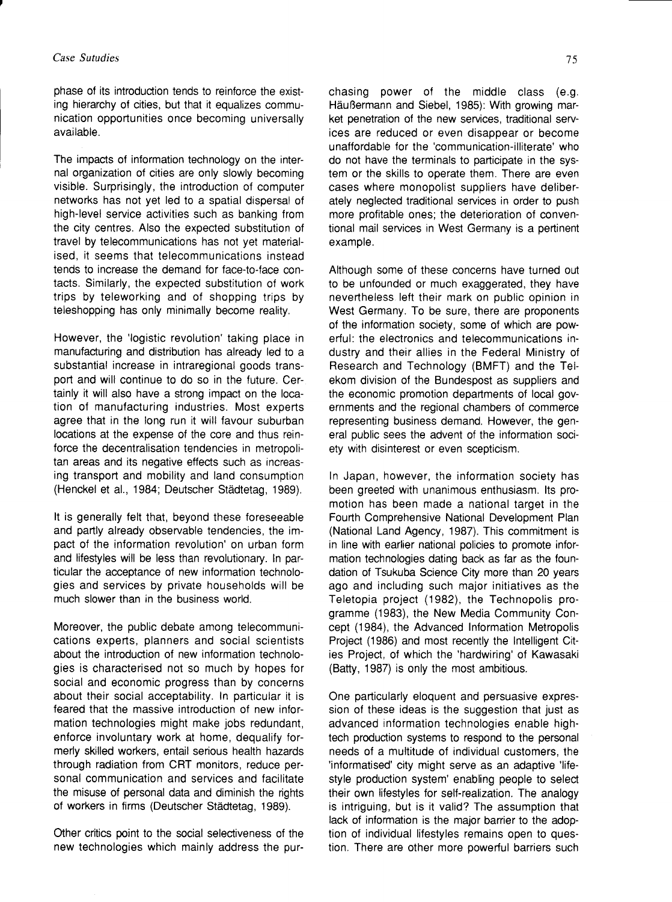phase of its introduction tends to reinforce the existing hierarchy of cities, but that it equalizes communication opportunities once becoming universally available.

The impacts of information technology on the internal organization of cities are only slowly becoming visible. Surprisingly, the introduction of computer networks has not yet led to a spatial dispersal of high-level service activities such as banking from the city centres. Also the expected substitution of travel by telecommunications has not yet materialised, it seems that telecommunications instead tends to increase the demand for face-to-face contacts. Similarly, the expected substitution of work trips by teleworking and of shopping trips by teleshopping has only minimally become reality.

However, the 'logistic revolution' taking place in manufacturing and distribution has already led to a substantial increase in intraregional goods transport and will continue to do so in the future. Certainly it will also have a strong impact on the location of manufacturing industries. Most experts agree that in the long run it will favour suburban locations at the expense of the core and thus reinforce the decentralisation tendencies in metropolitan areas and its negative effects such as increasing transport and mobility and land consumption (Henckel et al., 1984; Deutscher Städtetag, 1989).

It is generally felt that, beyond these foreseeable and partly already observable tendencies, the impact of the information revolution' on urban form and lifestyles will be less than revolutionary. In particular the acceptance of new information technologies and services by private households will be much slower than in the business world.

Moreover, the public debate among telecommunications experts, planners and social scientists about the introduction of new information technologies is characterised not so much by hopes for social and economic progress than by concerns about their social acceptability. In particular it is feared that the massive introduction of new information technologies might make jobs redundant, enforce involuntary work at home, dequalify formerly skilled workers, entail serious health hazards through radiation from CRT monitors, reduce personal communication and services and facilitate the misuse of personal data and diminish the rights of workers in firms (Deutscher Städtetag, 1989).

Other critics point to the social selectiveness of the new technologies which mainly address the purchasing power of the middle class (e.g. Häußermann and Siebel, 1985): With growing market penetration of the new services, traditional services are reduced or even disappear or become unaffordable for the 'communication-illiterate' who do not have the terminals to participate in the system or the skills to operate them. There are even cases where monopolist suppliers have deliberately neglected traditional services in order to push more profitable ones; the deterioration of conventional mail services in West Germany is a pertinent example.

Although some of these concerns have turned out to be unfounded or much exaggerated, they have nevertheless left their mark on public opinion in West Germany. To be sure, there are proponents of the information society, some of which are powerful: the electronics and telecommunications industry and their allies in the Federal Ministry of Research and Technology (BMFT) and the Telekom division of the Bundespost as suppliers and the economic promotion departments of local governments and the regional chambers of commerce representing business demand. However, the general public sees the advent of the information society with disinterest or even scepticism.

In Japan, however, the information society has been greeted with unanimous enthusiasm. Its promotion has been made a national target in the Fourth Comprehensive National Development Plan (National Land Agency, 1987). This commitment is in line with earlier national policies to promote information technologies dating back as far as the foundation of Tsukuba Science City more than 20 years ago and including such major initiatives as the Teletopia project (1982), the Technopolis programme (1983), the New Media Community Concept (1984), the Advanced Information Metropolis Project (1986) and most recently the Intelligent Cities Project, of which the 'hardwiring' of Kawasaki (Batty, 1987) is only the most ambitious.

One particularly eloquent and persuasive expression of these ideas is the suggestion that just as advanced information technologies enable high-tech production systems to respond to the personal needs of a multitude of individual customers, the 'informatised' city might serve as an adaptive 'lifestyle production system' enabling people to select their own lifestyles for self-realization. The analogy is intriguing, but is it valid? The assumption that lack of information is the major barrier to the adoption of individual lifestyles remains open to question. There are other more powerful barriers such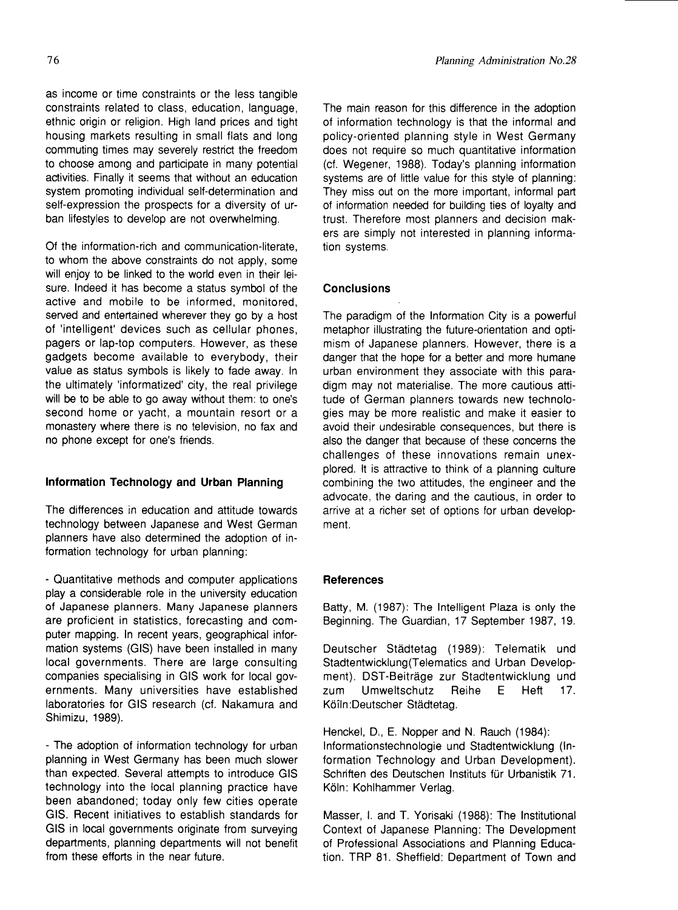as income or time constraints or the less tangible constraints related to class, education, language, ethnic origin or religion. High land prices and tight housing markets resulting in small flats and long commuting times may severely restrict the freedom to choose among and participate in many potential activities. Finally it seems that without an education system promoting individual self-determination and self-expression the prospects for a diversity of urban lifestyles to develop are not overwhelming.

Of the information-rich and communication-literate, to whom the above constraints do not apply, some will enjoy to be linked to the world even in their leisure. Indeed it has become a status symbol of the active and mobile to be informed, monitored, served and entertained wherever they go by a host of 'intelligent' devices such as cellular phones, pagers or lap-top computers. However, as these gadgets become available to everybody, their value as status symbols is likely to fade away. In the ultimately 'informatized' city, the real privilege will be to be able to go away without them: to one's second home or yacht, a mountain resort or a monastery where there is no television, no fax and no phone except for one's friends.

### Information Technology and Urban Planning

The differences in education and attitude towards technology between Japanese and West German planners have also determined the adoption of information technology for urban planning:

- Quantitative methods and computer applications play a considerable role in the university education of Japanese planners. Many Japanese planners are proficient in statistics, forecasting and computer mapping. In recent years, geographical information systems (GIS) have been installed in many local governments. There are large consulting companies specialising in GIS work for local governments. Many universities have established laboratories for GIS research (cf. Nakamura and Shimizu, 1989).

- The adoption of information technology for urban planning in West Germany has been much slower than expected. Several attempts to introduce GIS technology into the local planning practice have been abandoned; today only few cities operate GIS. Recent initiatives to establish standards for GIS in local governments originate from surveying departments, planning departments will not benefit from these efforts in the near future.

The main reason for this difference in the adoption of information technology is that the informal and policy-oriented planning style in West Germany does not require so much quantitative information (cf. Wegener, 1988). Today's planning information systems are of little value for this style of planning: They miss out on the more important, informal part of information needed for building ties of loyalty and trust. Therefore most planners and decision makers are simply not interested in planning information systems.

### Conclusions

The paradigm of the Information City is a powerful metaphor illustrating the future-orientation and optimism of Japanese planners. However, there is a danger that the hope for a better and more humane urban environment they associate with this paradigm may not materialise. The more cautious attitude of German planners towards new technologies may be more realistic and make it easier to avoid their undesirable consequences, but there is also the danger that because of these concerns the challenges of these innovations remain unexplored. It is attractive to think of a planning culture combining the two attitudes, the engineer and the advocate, the daring and the cautious, in order to arrive at a richer set of options for urban development.

### References

Batty, M. (1987): The Intelligent Plaza is only the Beginning. The Guardian, 17 September 1987, 19.

Deutscher Städtetag (1989): Telematik und Stadtentwicklung(Telematics and Urban Development). DST-Beiträge zur Stadtentwicklung und zum Umweltschutz Reihe E Heft 17. Köiln:Deutscher Städtetag.

Henckel, D., E. Nopper and N. Rauch (1984): Informationstechnologie und Stadtentwicklung (Information Technology and Urban Development). Schriften des Deutschen Instituts für Urbanistik 71. Köln: Kohlhammer Verlag.

Masser, I. and T. Yorisaki (1988): The Institutional Context of Japanese Planning: The Development of Professional Associations and Planning Education. TRP 81. Sheffield: Department of Town and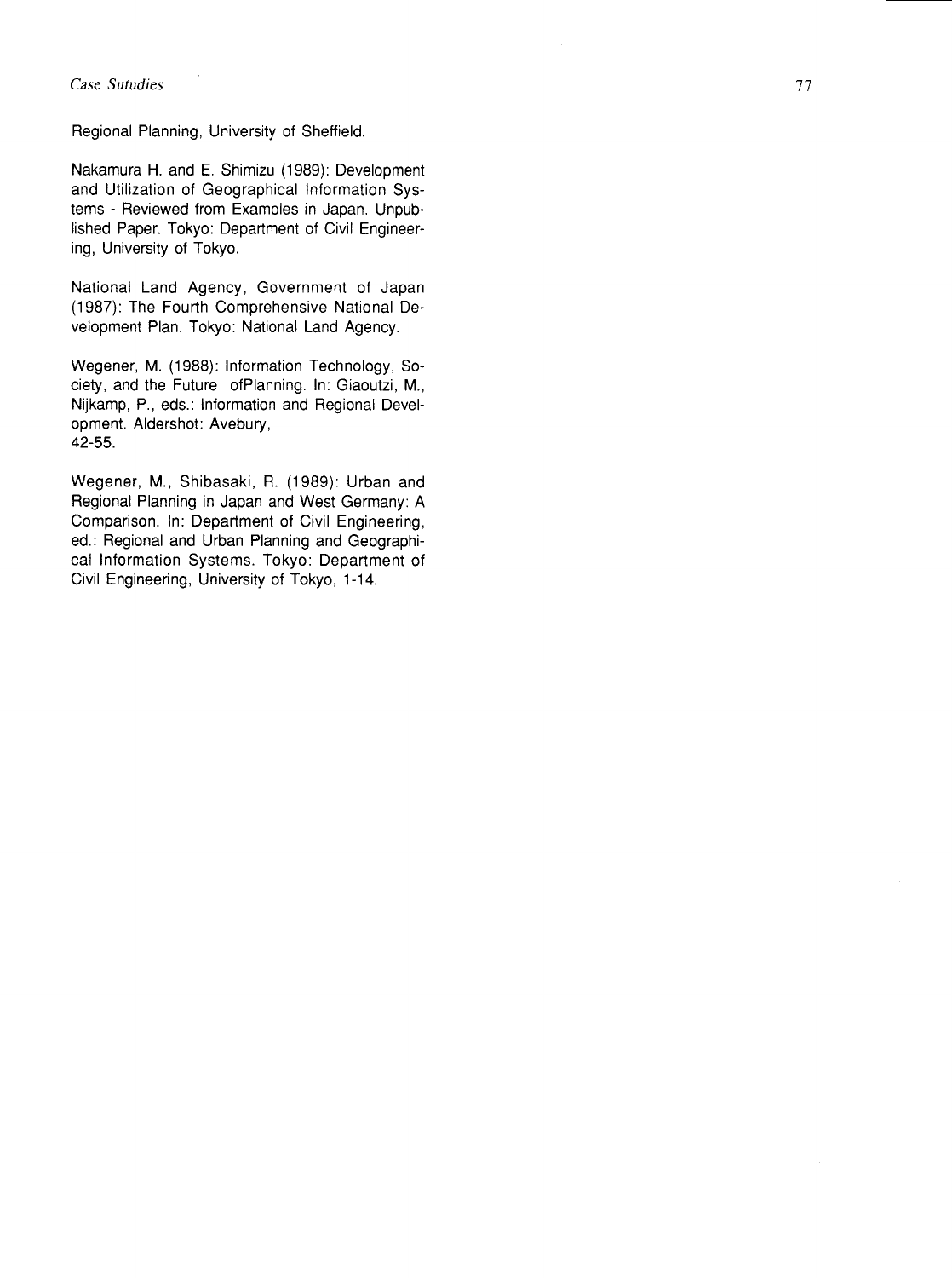Regional Planning, University of Sheffield.

Nakamura H. and E. Shimizu (1989): Development and Utilization of Geographical Information Systems - Reviewed from Examples in Japan. Unpublished Paper. Tokyo: Department of Civil Engineering, University of Tokyo.

National Land Agency, Government of Japan (1987): The Fourth Comprehensive National Development Plan. Tokyo: National Land Agency.

Wegener, M. (1988): Information Technology, Society, and the Future ofPlanning. In: Giaoutzi, M., Nijkamp, P., eds.: Information and Regional Development. Aldershot: Avebury, 42-55.

Wegener, M., Shibasaki, R. (1989): Urban and Regional Planning in Japan and West Germany: A Comparison. In: Department of Civil Engineering, ed.: Regional and Urban Planning and Geographical Information Systems. Tokyo: Department of Civil Engineering, University of Tokyo, 1-14.